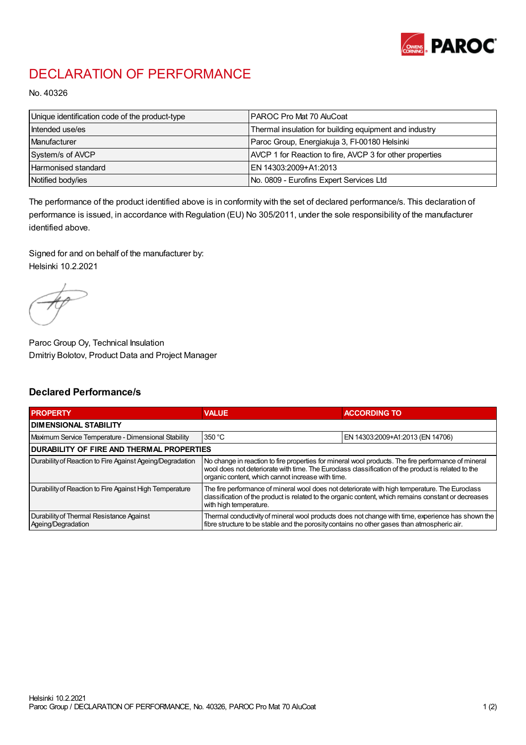# DECLARATION OF PERFORMANCE

No. 40326

| | |
|---|---|
| Unique identification code of the product-type | PAROC Pro Mat 70 AluCoat |
| Intended use/es | Thermal insulation for building equipment and industry |
| Manufacturer | Paroc Group, Energiakuja 3, FI-00180 Helsinki |
| System/s of AVCP | AVCP 1 for Reaction to fire, AVCP 3 for other properties |
| Harmonised standard | EN 14303:2009+A1:2013 |
| Notified body/ies | No. 0809 - Eurofins Expert Services Ltd |

The performance of the product identified above is in conformity with the set of declared performance/s. This declaration of performance is issued, in accordance with Regulation (EU) No 305/2011, under the sole responsibility of the manufacturer identified above.

Signed for and on behalf of the manufacturer by:
Helsinki 10.2.2021

Paroc Group Oy, Technical Insulation
Dmitriy Bolotov, Product Data and Project Manager

## Declared Performance/s

| PROPERTY | VALUE | ACCORDING TO |
|---|---|---|
| **DIMENSIONAL STABILITY** | | |
| Maximum Service Temperature - Dimensional Stability | 350 °C | EN 14303:2009+A1:2013 (EN 14706) |
| **DURABILITY OF FIRE AND THERMAL PROPERTIES** | | |
| Durability of Reaction to Fire Against Ageing/Degradation | No change in reaction to fire properties for mineral wool products. The fire performance of mineral wool does not deteriorate with time. The Euroclass classification of the product is related to the organic content, which cannot increase with time. | |
| Durability of Reaction to Fire Against High Temperature | The fire performance of mineral wool does not deteriorate with high temperature. The Euroclass classification of the product is related to the organic content, which remains constant or decreases with high temperature. | |
| Durability of Thermal Resistance Against Ageing/Degradation | Thermal conductivity of mineral wool products does not change with time, experience has shown the fibre structure to be stable and the porosity contains no other gases than atmospheric air. | |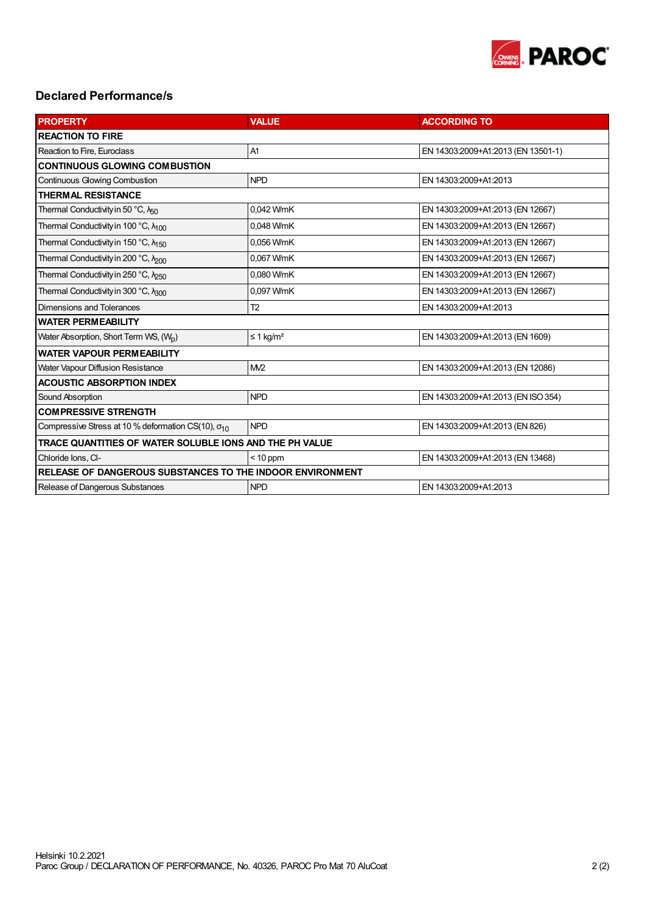## Declared Performance/s

| PROPERTY | VALUE | ACCORDING TO |
|---|---|---|
| **REACTION TO FIRE** | | |
| Reaction to Fire, Euroclass | A1 | EN 14303:2009+A1:2013 (EN 13501-1) |
| **CONTINUOUS GLOWING COMBUSTION** | | |
| Continuous Glowing Combustion | NPD | EN 14303:2009+A1:2013 |
| **THERMAL RESISTANCE** | | |
| Thermal Conductivity in 50 °C, $\lambda_{50}$ | 0,042 W/mK | EN 14303:2009+A1:2013 (EN 12667) |
| Thermal Conductivity in 100 °C, $\lambda_{100}$ | 0,048 W/mK | EN 14303:2009+A1:2013 (EN 12667) |
| Thermal Conductivity in 150 °C, $\lambda_{150}$ | 0,056 W/mK | EN 14303:2009+A1:2013 (EN 12667) |
| Thermal Conductivity in 200 °C, $\lambda_{200}$ | 0,067 W/mK | EN 14303:2009+A1:2013 (EN 12667) |
| Thermal Conductivity in 250 °C, $\lambda_{250}$ | 0,080 W/mK | EN 14303:2009+A1:2013 (EN 12667) |
| Thermal Conductivity in 300 °C, $\lambda_{300}$ | 0,097 W/mK | EN 14303:2009+A1:2013 (EN 12667) |
| Dimensions and Tolerances | T2 | EN 14303:2009+A1:2013 |
| **WATER PERMEABILITY** | | |
| Water Absorption, Short Term WS, ($W_p$) | ≤ 1 kg/m² | EN 14303:2009+A1:2013 (EN 1609) |
| **WATER VAPOUR PERMEABILITY** | | |
| Water Vapour Diffusion Resistance | MV2 | EN 14303:2009+A1:2013 (EN 12086) |
| **ACOUSTIC ABSORPTION INDEX** | | |
| Sound Absorption | NPD | EN 14303:2009+A1:2013 (EN ISO 354) |
| **COMPRESSIVE STRENGTH** | | |
| Compressive Stress at 10 % deformation CS(10), $\sigma_{10}$ | NPD | EN 14303:2009+A1:2013 (EN 826) |
| **TRACE QUANTITIES OF WATER SOLUBLE IONS AND THE PH VALUE** | | |
| Chloride Ions, Cl- | < 10 ppm | EN 14303:2009+A1:2013 (EN 13468) |
| **RELEASE OF DANGEROUS SUBSTANCES TO THE INDOOR ENVIRONMENT** | | |
| Release of Dangerous Substances | NPD | EN 14303:2009+A1:2013 |

Helsinki 10.2.2021
Paroc Group / DECLARATION OF PERFORMANCE, No. 40326, PAROC Pro Mat 70 AluCoat